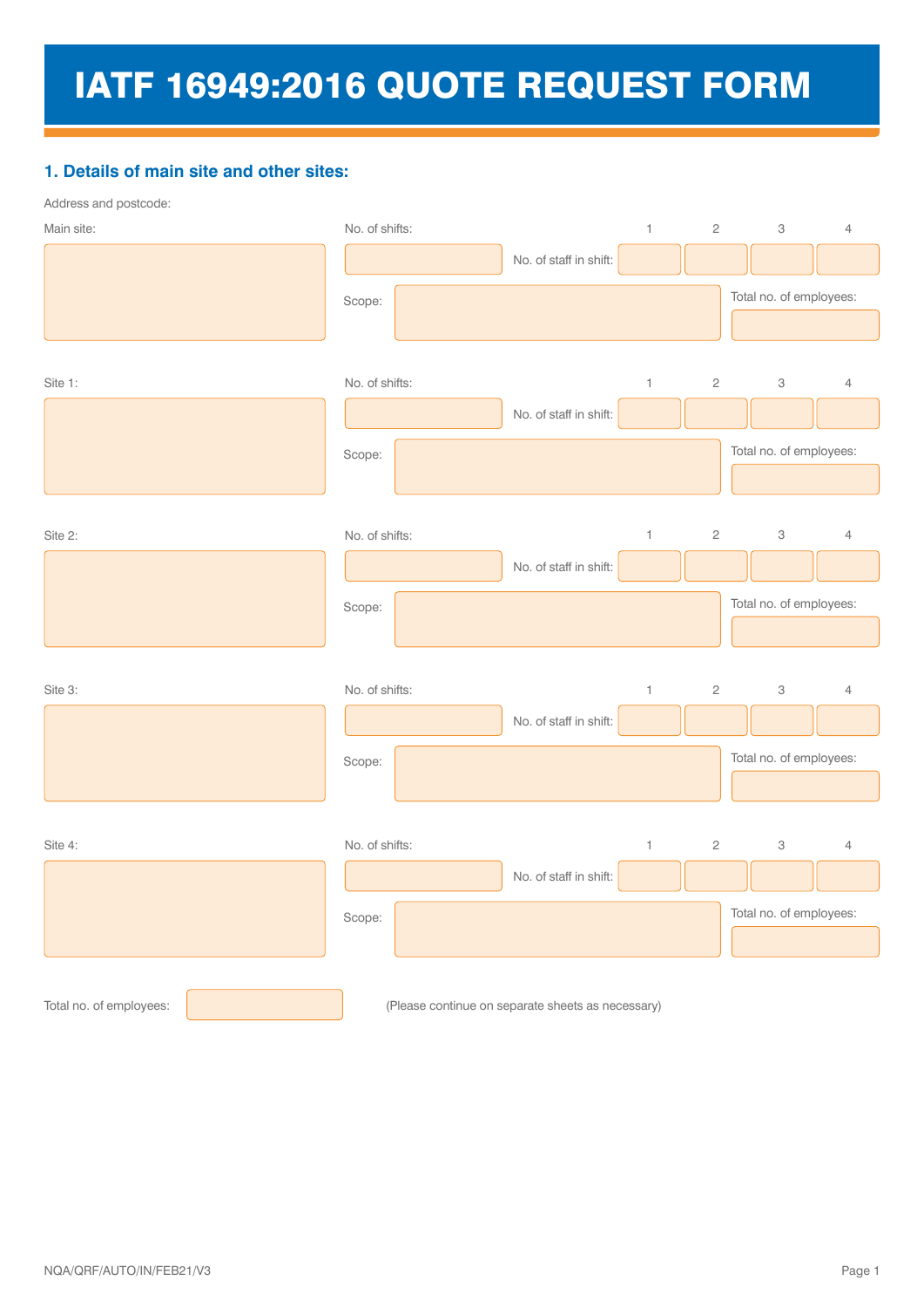# IATF 16949:2016 QUOTE REQUEST FORM

## 1. Details of main site and other sites:

Address and postcode:

Main site:

No. of shifts:

| | 1 | 2 | 3 | 4 |
|---|---|---|---|---|
| No. of staff in shift: | | | | |

Scope:

Total no. of employees:

Site 1:

No. of shifts:

| | 1 | 2 | 3 | 4 |
|---|---|---|---|---|
| No. of staff in shift: | | | | |

Scope:

Total no. of employees:

Site 2:

No. of shifts:

| | 1 | 2 | 3 | 4 |
|---|---|---|---|---|
| No. of staff in shift: | | | | |

Scope:

Total no. of employees:

Site 3:

No. of shifts:

| | 1 | 2 | 3 | 4 |
|---|---|---|---|---|
| No. of staff in shift: | | | | |

Scope:

Total no. of employees:

Site 4:

No. of shifts:

| | 1 | 2 | 3 | 4 |
|---|---|---|---|---|
| No. of staff in shift: | | | | |

Scope:

Total no. of employees:

Total no. of employees:

(Please continue on separate sheets as necessary)

NQA/QRF/AUTO/IN/FEB21/V3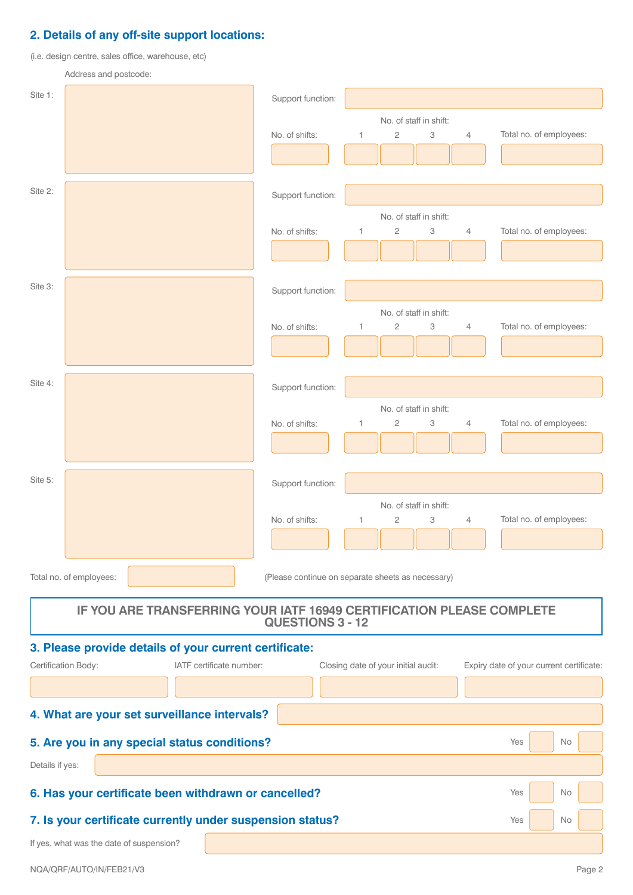## 2. Details of any off-site support locations:

(i.e. design centre, sales office, warehouse, etc)

Address and postcode:

Site 1:

| Support function: | | | | | |
|---|---|---|---|---|---|
| | No. of staff in shift: | | | | |
| No. of shifts: | 1 | 2 | 3 | 4 | Total no. of employees: |
| | | | | | |

Site 2:

| Support function: | | | | | |
|---|---|---|---|---|---|
| | No. of staff in shift: | | | | |
| No. of shifts: | 1 | 2 | 3 | 4 | Total no. of employees: |
| | | | | | |

Site 3:

| Support function: | | | | | |
|---|---|---|---|---|---|
| | No. of staff in shift: | | | | |
| No. of shifts: | 1 | 2 | 3 | 4 | Total no. of employees: |
| | | | | | |

Site 4:

| Support function: | | | | | |
|---|---|---|---|---|---|
| | No. of staff in shift: | | | | |
| No. of shifts: | 1 | 2 | 3 | 4 | Total no. of employees: |
| | | | | | |

Site 5:

| Support function: | | | | | |
|---|---|---|---|---|---|
| | No. of staff in shift: | | | | |
| No. of shifts: | 1 | 2 | 3 | 4 | Total no. of employees: |
| | | | | | |

Total no. of employees:

(Please continue on separate sheets as necessary)

**IF YOU ARE TRANSFERRING YOUR IATF 16949 CERTIFICATION PLEASE COMPLETE QUESTIONS 3 - 12**

## 3. Please provide details of your current certificate:

| Certification Body: | IATF certificate number: | Closing date of your initial audit: | Expiry date of your current certificate: |
|---|---|---|---|
| | | | |

## 4. What are your set surveillance intervals?

## 5. Are you in any special status conditions?

Yes ☐ No ☐

Details if yes:

## 6. Has your certificate been withdrawn or cancelled?

Yes ☐ No ☐

## 7. Is your certificate currently under suspension status?

Yes ☐ No ☐

If yes, what was the date of suspension?

NQA/QRF/AUTO/IN/FEB21/V3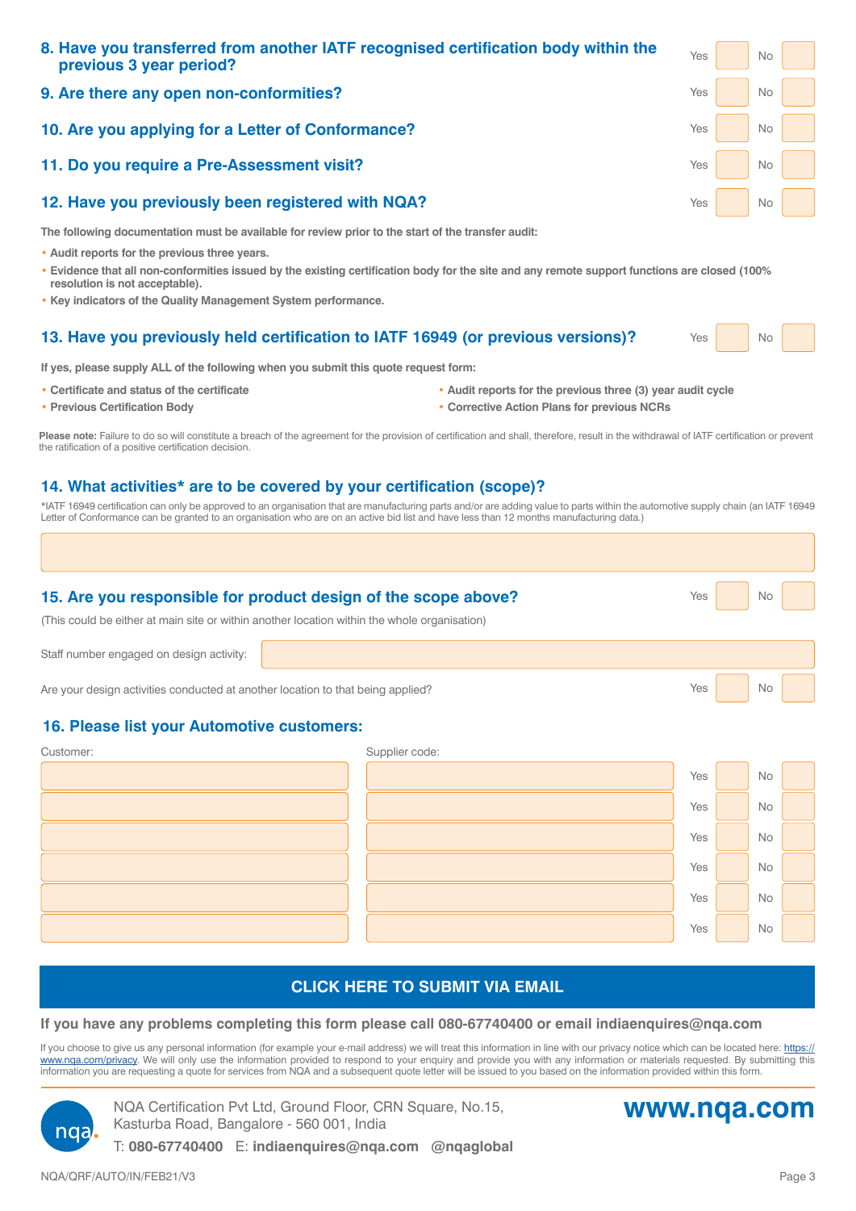## 8. Have you transferred from another IATF recognised certification body within the previous 3 year period?

Yes ☐ No ☐

## 9. Are there any open non-conformities?

Yes ☐ No ☐

## 10. Are you applying for a Letter of Conformance?

Yes ☐ No ☐

## 11. Do you require a Pre-Assessment visit?

Yes ☐ No ☐

## 12. Have you previously been registered with NQA?

Yes ☐ No ☐

**The following documentation must be available for review prior to the start of the transfer audit:**

- **Audit reports for the previous three years.**
- **Evidence that all non-conformities issued by the existing certification body for the site and any remote support functions are closed (100% resolution is not acceptable).**
- **Key indicators of the Quality Management System performance.**

## 13. Have you previously held certification to IATF 16949 (or previous versions)?

Yes ☐ No ☐

**If yes, please supply ALL of the following when you submit this quote request form:**

- **Certificate and status of the certificate**
- **Previous Certification Body**
- **Audit reports for the previous three (3) year audit cycle**
- **Corrective Action Plans for previous NCRs**

**Please note:** Failure to do so will constitute a breach of the agreement for the provision of certification and shall, therefore, result in the withdrawal of IATF certification or prevent the ratification of a positive certification decision.

## 14. What activities* are to be covered by your certification (scope)?

*IATF 16949 certification can only be approved to an organisation that are manufacturing parts and/or are adding value to parts within the automotive supply chain (an IATF 16949 Letter of Conformance can be granted to an organisation who are on an active bid list and have less than 12 months manufacturing data.)

## 15. Are you responsible for product design of the scope above?

Yes ☐ No ☐

(This could be either at main site or within another location within the whole organisation)

Staff number engaged on design activity:

Are your design activities conducted at another location to that being applied? Yes ☐ No ☐

## 16. Please list your Automotive customers:

| Customer: | Supplier code: | | |
|---|---|---|---|
| | | Yes ☐ | No ☐ |
| | | Yes ☐ | No ☐ |
| | | Yes ☐ | No ☐ |
| | | Yes ☐ | No ☐ |
| | | Yes ☐ | No ☐ |
| | | Yes ☐ | No ☐ |

**CLICK HERE TO SUBMIT VIA EMAIL**

**If you have any problems completing this form please call 080-67740400 or email indiaenquires@nqa.com**

If you choose to give us any personal information (for example your e-mail address) we will treat this information in line with our privacy notice which can be located here: https://www.nqa.com/privacy. We will only use the information provided to respond to your enquiry and provide you with any information or materials requested. By submitting this information you are requesting a quote for services from NQA and a subsequent quote letter will be issued to you based on the information provided within this form.

NQA Certification Pvt Ltd, Ground Floor, CRN Square, No.15, Kasturba Road, Bangalore - 560 001, India

T: **080-67740400** E: **indiaenquires@nqa.com** **@nqaglobal**

**www.nqa.com**

NQA/QRF/AUTO/IN/FEB21/V3